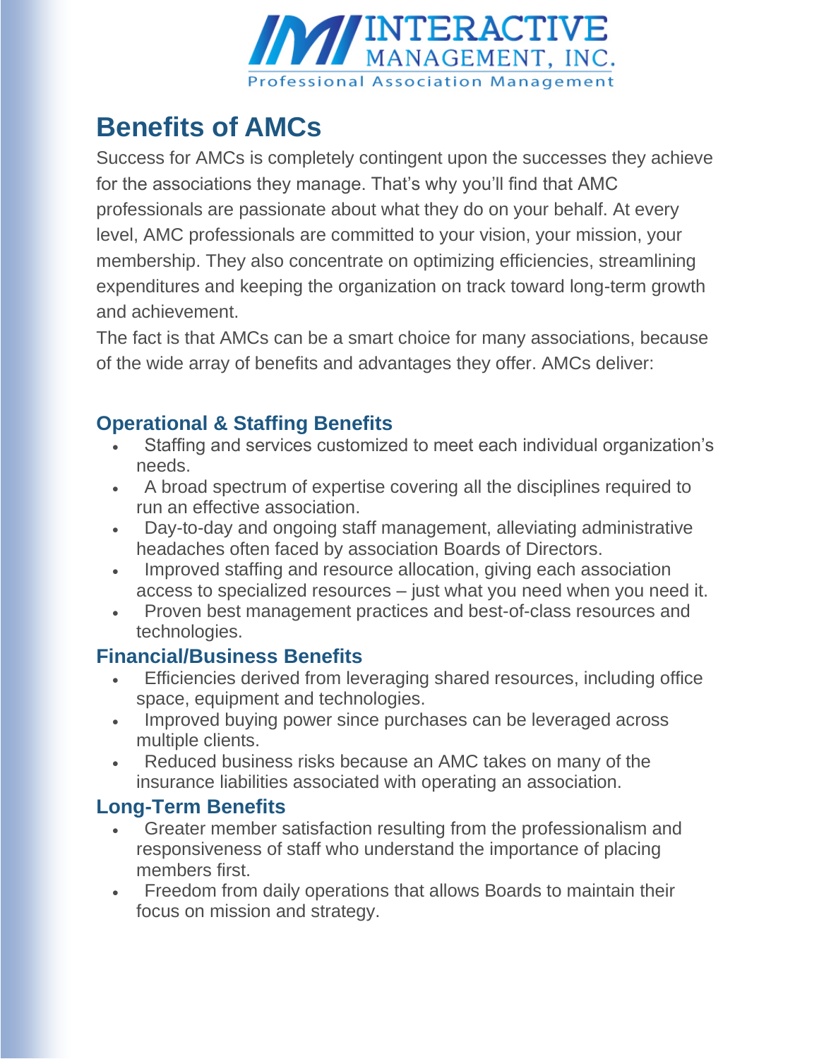# Benefits of AMCs

Success for AMCs is completely contingent upon the successes they achieve for the associations they manage. That's why you'll find that AMC professionals are passionate about what they do on your behalf. At every level, AMC professionals are committed to your vision, your mission, your membership. They also concentrate on optimizing efficiencies, streamlining expenditures and keeping the organization on track toward long-term growth and achievement.

The fact is that AMCs can be a smart choice for many associations, because of the wide array of benefits and advantages they offer. AMCs deliver:

## Operational & Staffing Benefits

- Staffing and services customized to meet each individual organization's needs.
- A broad spectrum of expertise covering all the disciplines required to run an effective association.
- Day-to-day and ongoing staff management, alleviating administrative headaches often faced by association Boards of Directors.
- Improved staffing and resource allocation, giving each association access to specialized resources – just what you need when you need it.
- Proven best management practices and best-of-class resources and technologies.

## Financial/Business Benefits

- Efficiencies derived from leveraging shared resources, including office space, equipment and technologies.
- Improved buying power since purchases can be leveraged across multiple clients.
- Reduced business risks because an AMC takes on many of the insurance liabilities associated with operating an association.

## Long-Term Benefits

- Greater member satisfaction resulting from the professionalism and responsiveness of staff who understand the importance of placing members first.
- Freedom from daily operations that allows Boards to maintain their focus on mission and strategy.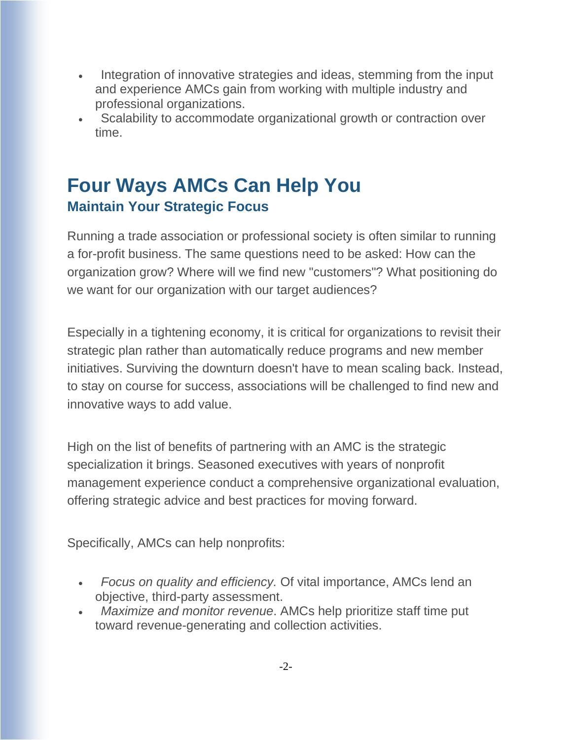- Integration of innovative strategies and ideas, stemming from the input and experience AMCs gain from working with multiple industry and professional organizations.
- Scalability to accommodate organizational growth or contraction over time.

## Four Ways AMCs Can Help You

### Maintain Your Strategic Focus

Running a trade association or professional society is often similar to running a for-profit business. The same questions need to be asked: How can the organization grow? Where will we find new "customers"? What positioning do we want for our organization with our target audiences?

Especially in a tightening economy, it is critical for organizations to revisit their strategic plan rather than automatically reduce programs and new member initiatives. Surviving the downturn doesn't have to mean scaling back. Instead, to stay on course for success, associations will be challenged to find new and innovative ways to add value.

High on the list of benefits of partnering with an AMC is the strategic specialization it brings. Seasoned executives with years of nonprofit management experience conduct a comprehensive organizational evaluation, offering strategic advice and best practices for moving forward.

Specifically, AMCs can help nonprofits:

- *Focus on quality and efficiency.* Of vital importance, AMCs lend an objective, third-party assessment.
- *Maximize and monitor revenue*. AMCs help prioritize staff time put toward revenue-generating and collection activities.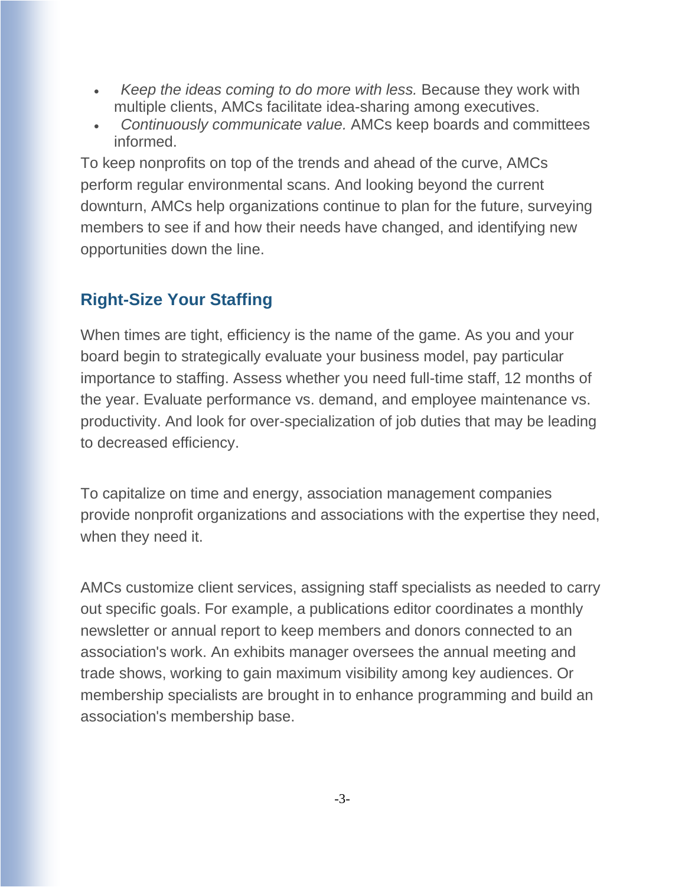- *Keep the ideas coming to do more with less.* Because they work with multiple clients, AMCs facilitate idea-sharing among executives.
- *Continuously communicate value.* AMCs keep boards and committees informed.

To keep nonprofits on top of the trends and ahead of the curve, AMCs perform regular environmental scans. And looking beyond the current downturn, AMCs help organizations continue to plan for the future, surveying members to see if and how their needs have changed, and identifying new opportunities down the line.

## Right-Size Your Staffing

When times are tight, efficiency is the name of the game. As you and your board begin to strategically evaluate your business model, pay particular importance to staffing. Assess whether you need full-time staff, 12 months of the year. Evaluate performance vs. demand, and employee maintenance vs. productivity. And look for over-specialization of job duties that may be leading to decreased efficiency.

To capitalize on time and energy, association management companies provide nonprofit organizations and associations with the expertise they need, when they need it.

AMCs customize client services, assigning staff specialists as needed to carry out specific goals. For example, a publications editor coordinates a monthly newsletter or annual report to keep members and donors connected to an association's work. An exhibits manager oversees the annual meeting and trade shows, working to gain maximum visibility among key audiences. Or membership specialists are brought in to enhance programming and build an association's membership base.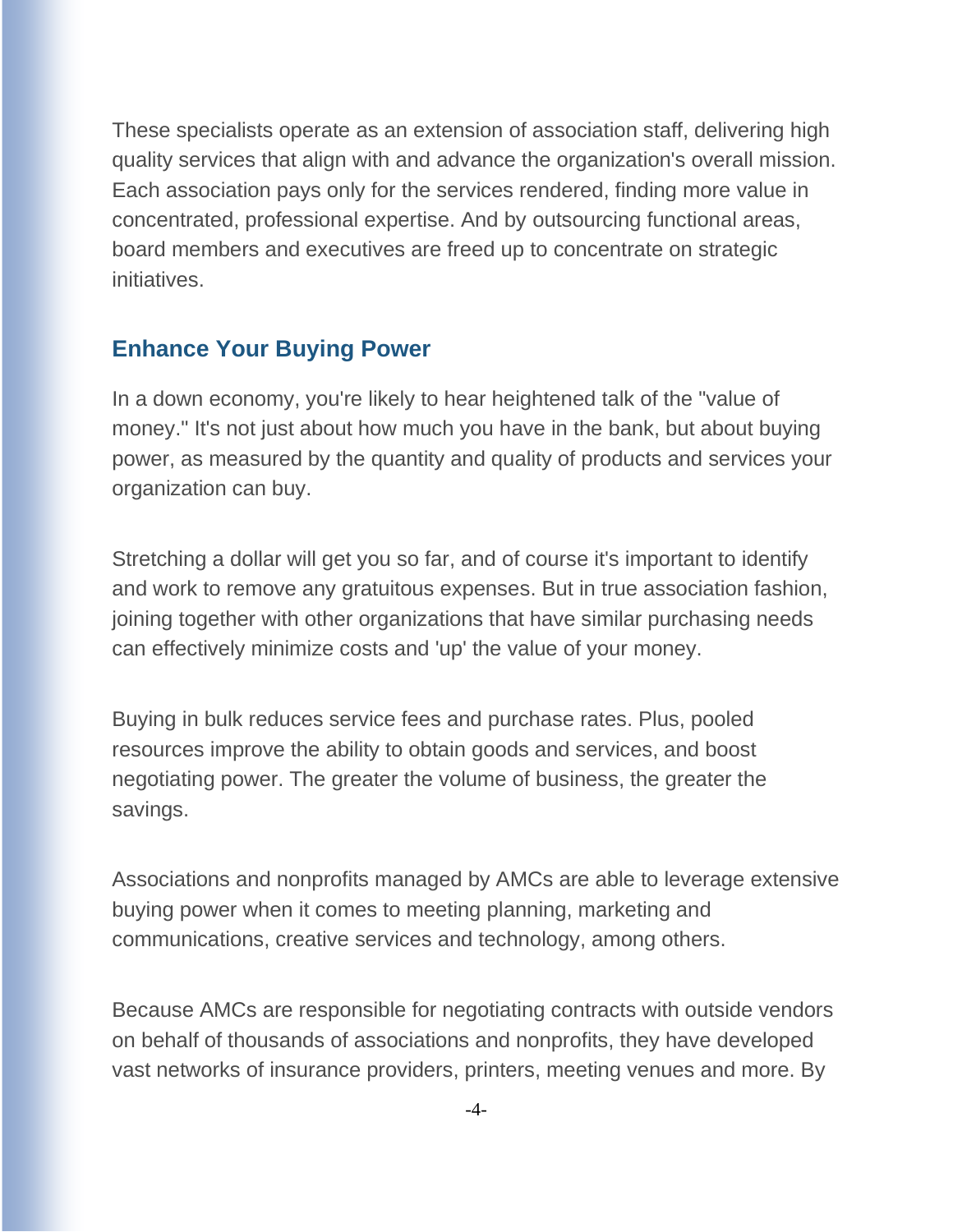These specialists operate as an extension of association staff, delivering high quality services that align with and advance the organization's overall mission. Each association pays only for the services rendered, finding more value in concentrated, professional expertise. And by outsourcing functional areas, board members and executives are freed up to concentrate on strategic initiatives.

## Enhance Your Buying Power

In a down economy, you're likely to hear heightened talk of the "value of money." It's not just about how much you have in the bank, but about buying power, as measured by the quantity and quality of products and services your organization can buy.

Stretching a dollar will get you so far, and of course it's important to identify and work to remove any gratuitous expenses. But in true association fashion, joining together with other organizations that have similar purchasing needs can effectively minimize costs and 'up' the value of your money.

Buying in bulk reduces service fees and purchase rates. Plus, pooled resources improve the ability to obtain goods and services, and boost negotiating power. The greater the volume of business, the greater the savings.

Associations and nonprofits managed by AMCs are able to leverage extensive buying power when it comes to meeting planning, marketing and communications, creative services and technology, among others.

Because AMCs are responsible for negotiating contracts with outside vendors on behalf of thousands of associations and nonprofits, they have developed vast networks of insurance providers, printers, meeting venues and more. By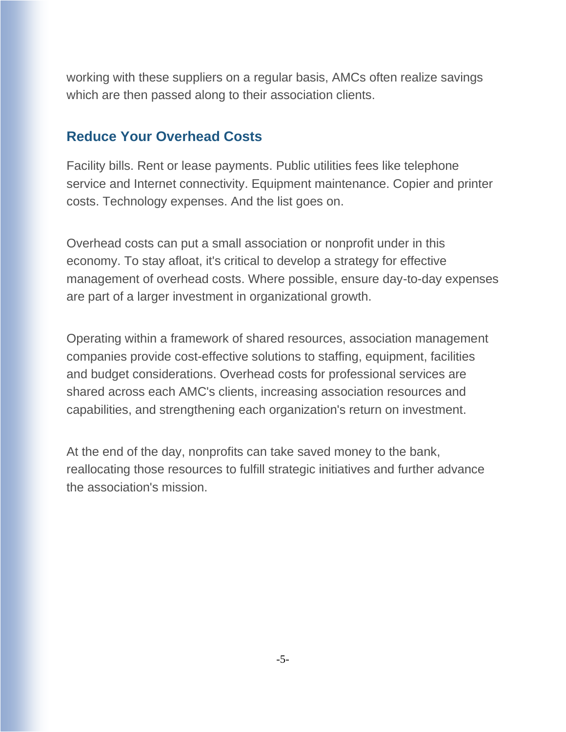working with these suppliers on a regular basis, AMCs often realize savings which are then passed along to their association clients.

## Reduce Your Overhead Costs

Facility bills. Rent or lease payments. Public utilities fees like telephone service and Internet connectivity. Equipment maintenance. Copier and printer costs. Technology expenses. And the list goes on.

Overhead costs can put a small association or nonprofit under in this economy. To stay afloat, it's critical to develop a strategy for effective management of overhead costs. Where possible, ensure day-to-day expenses are part of a larger investment in organizational growth.

Operating within a framework of shared resources, association management companies provide cost-effective solutions to staffing, equipment, facilities and budget considerations. Overhead costs for professional services are shared across each AMC's clients, increasing association resources and capabilities, and strengthening each organization's return on investment.

At the end of the day, nonprofits can take saved money to the bank, reallocating those resources to fulfill strategic initiatives and further advance the association's mission.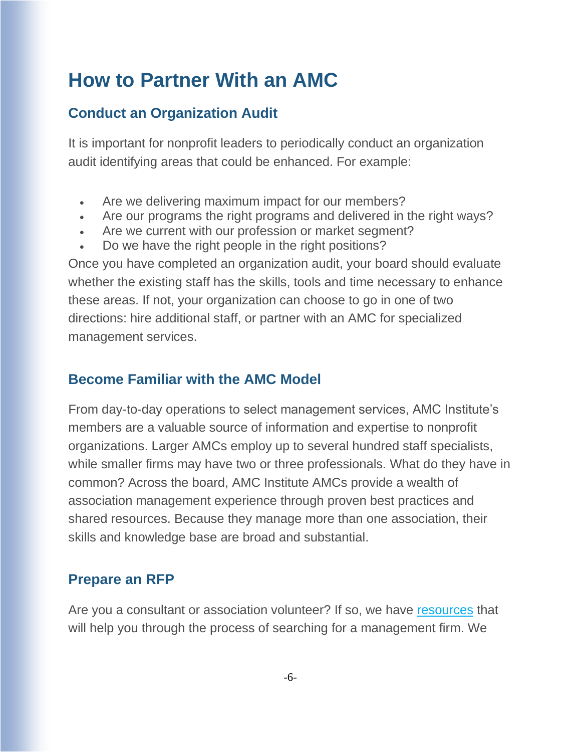# How to Partner With an AMC

## Conduct an Organization Audit

It is important for nonprofit leaders to periodically conduct an organization audit identifying areas that could be enhanced. For example:

- Are we delivering maximum impact for our members?
- Are our programs the right programs and delivered in the right ways?
- Are we current with our profession or market segment?
- Do we have the right people in the right positions?

Once you have completed an organization audit, your board should evaluate whether the existing staff has the skills, tools and time necessary to enhance these areas. If not, your organization can choose to go in one of two directions: hire additional staff, or partner with an AMC for specialized management services.

## Become Familiar with the AMC Model

From day-to-day operations to select management services, AMC Institute's members are a valuable source of information and expertise to nonprofit organizations. Larger AMCs employ up to several hundred staff specialists, while smaller firms may have two or three professionals. What do they have in common? Across the board, AMC Institute AMCs provide a wealth of association management experience through proven best practices and shared resources. Because they manage more than one association, their skills and knowledge base are broad and substantial.

## Prepare an RFP

Are you a consultant or association volunteer? If so, we have resources that will help you through the process of searching for a management firm. We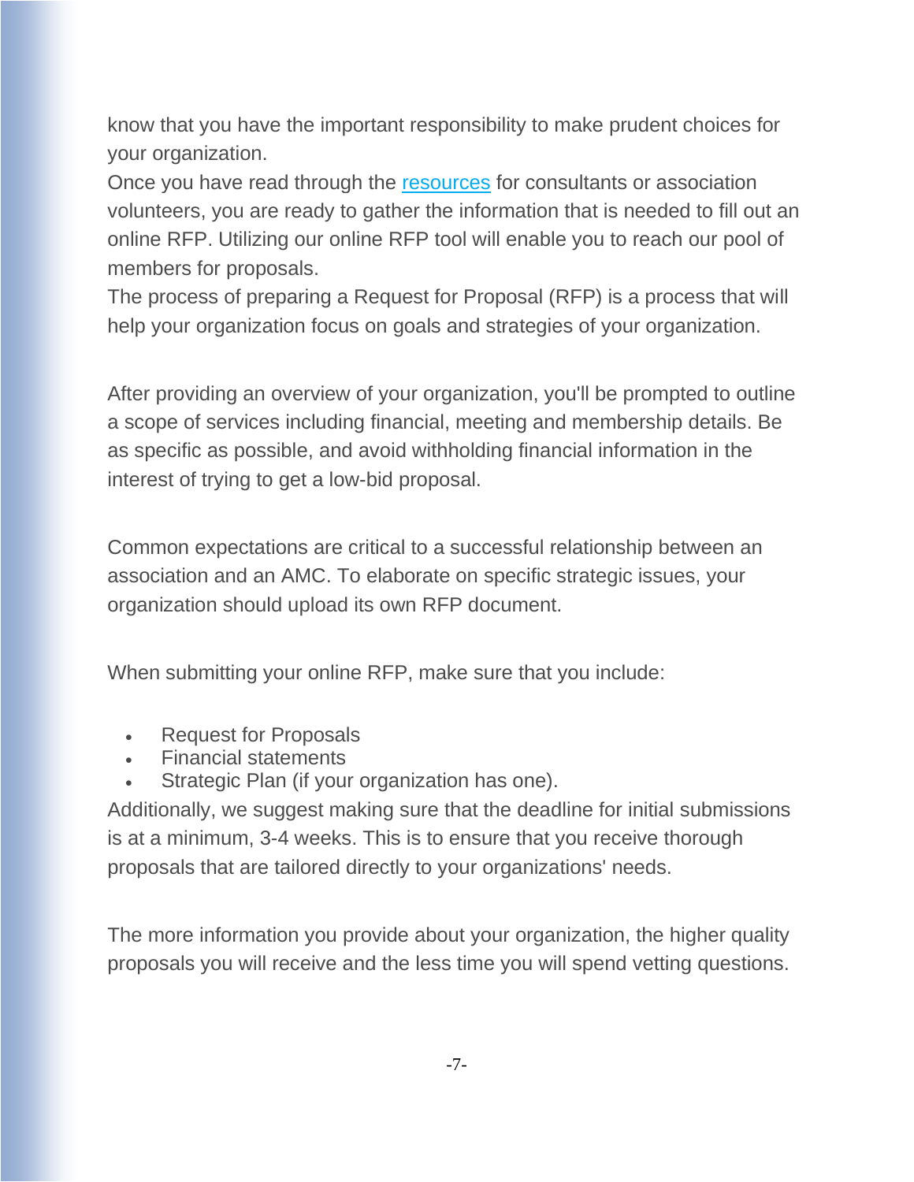know that you have the important responsibility to make prudent choices for your organization.

Once you have read through the [resources](resources) for consultants or association volunteers, you are ready to gather the information that is needed to fill out an online RFP. Utilizing our online RFP tool will enable you to reach our pool of members for proposals.

The process of preparing a Request for Proposal (RFP) is a process that will help your organization focus on goals and strategies of your organization.

After providing an overview of your organization, you'll be prompted to outline a scope of services including financial, meeting and membership details. Be as specific as possible, and avoid withholding financial information in the interest of trying to get a low-bid proposal.

Common expectations are critical to a successful relationship between an association and an AMC. To elaborate on specific strategic issues, your organization should upload its own RFP document.

When submitting your online RFP, make sure that you include:

- Request for Proposals
- Financial statements
- Strategic Plan (if your organization has one).

Additionally, we suggest making sure that the deadline for initial submissions is at a minimum, 3-4 weeks. This is to ensure that you receive thorough proposals that are tailored directly to your organizations' needs.

The more information you provide about your organization, the higher quality proposals you will receive and the less time you will spend vetting questions.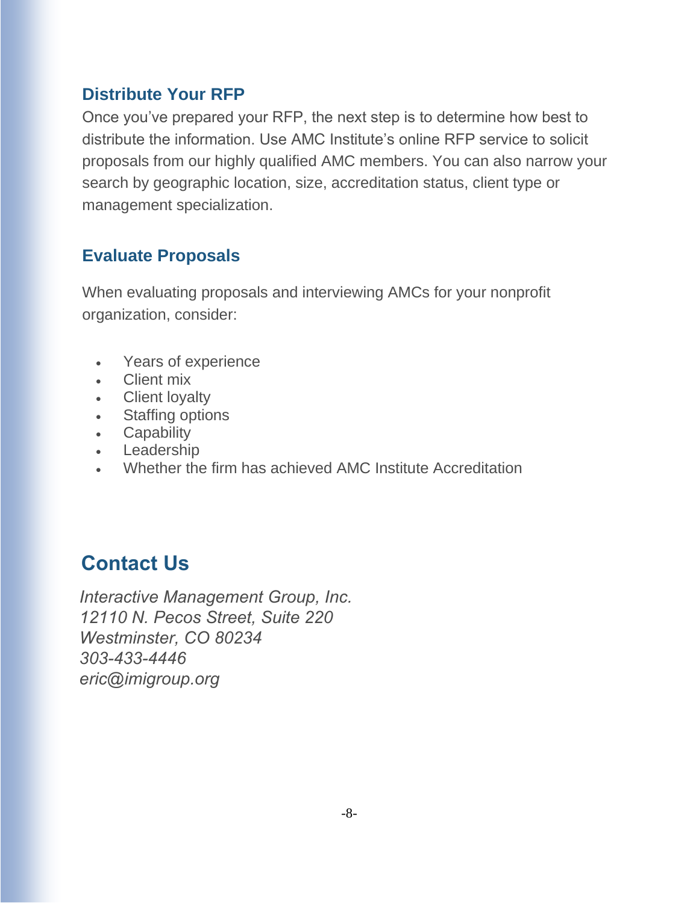### Distribute Your RFP

Once you've prepared your RFP, the next step is to determine how best to distribute the information. Use AMC Institute's online RFP service to solicit proposals from our highly qualified AMC members. You can also narrow your search by geographic location, size, accreditation status, client type or management specialization.

### Evaluate Proposals

When evaluating proposals and interviewing AMCs for your nonprofit organization, consider:

- Years of experience
- Client mix
- Client loyalty
- Staffing options
- Capability
- Leadership
- Whether the firm has achieved AMC Institute Accreditation

## Contact Us

*Interactive Management Group, Inc.*
*12110 N. Pecos Street, Suite 220*
*Westminster, CO 80234*
*303-433-4446*
*eric@imigroup.org*